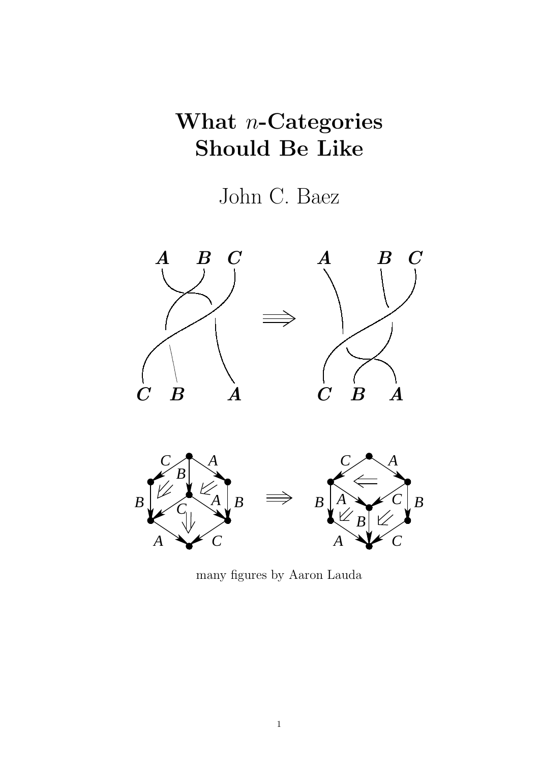# What $n$-Categories Should Be Like

John C. Baez

many figures by Aaron Lauda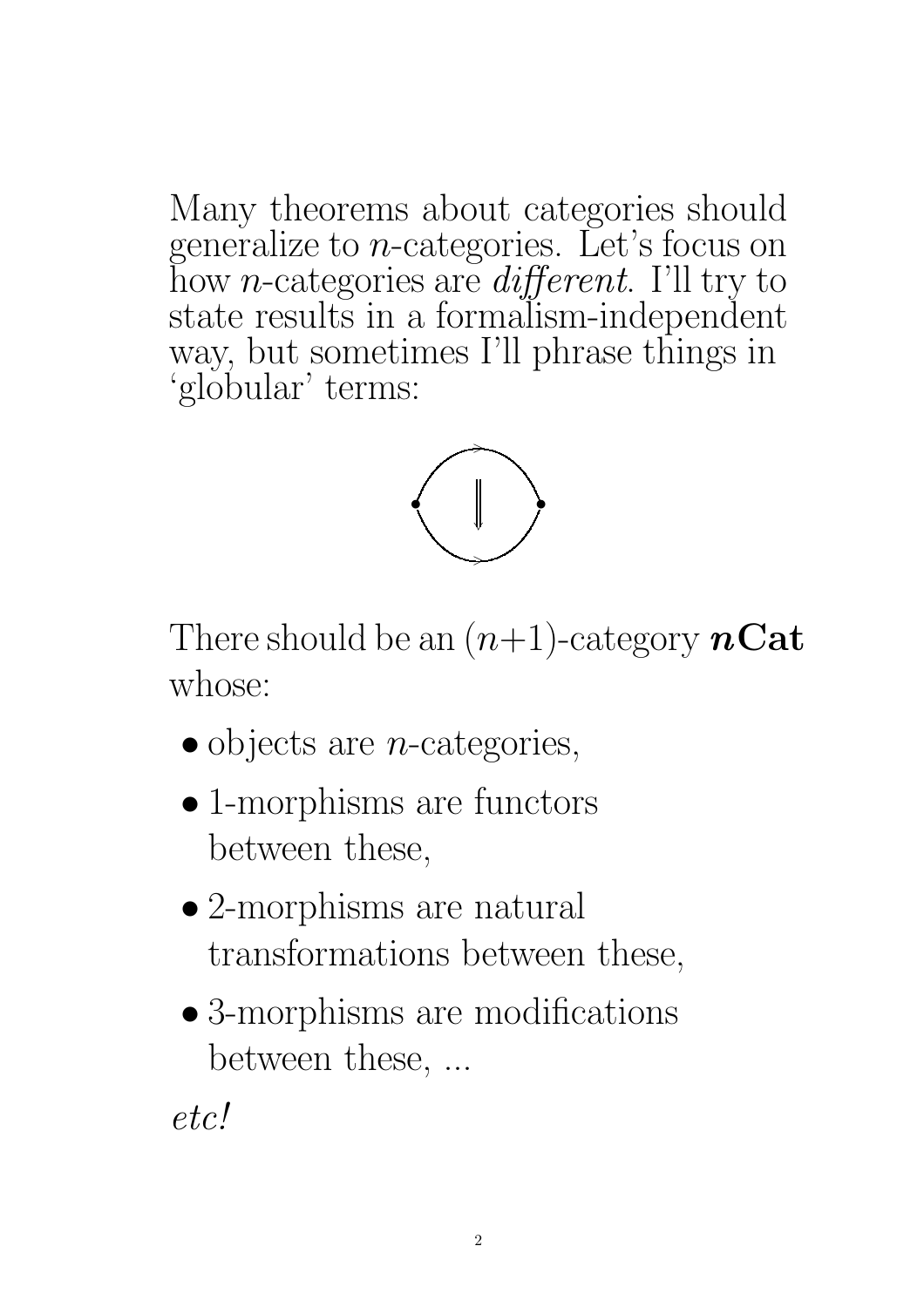Many theorems about categories should generalize to $n$-categories. Let's focus on how $n$-categories are *different*. I'll try to state results in a formalism-independent way, but sometimes I'll phrase things in 'globular' terms:

There should be an $(n+1)$-category $\boldsymbol{n}\mathbf{Cat}$ whose:

- objects are $n$-categories,
- 1-morphisms are functors between these,
- 2-morphisms are natural transformations between these,
- 3-morphisms are modifications between these, ...

*etc!*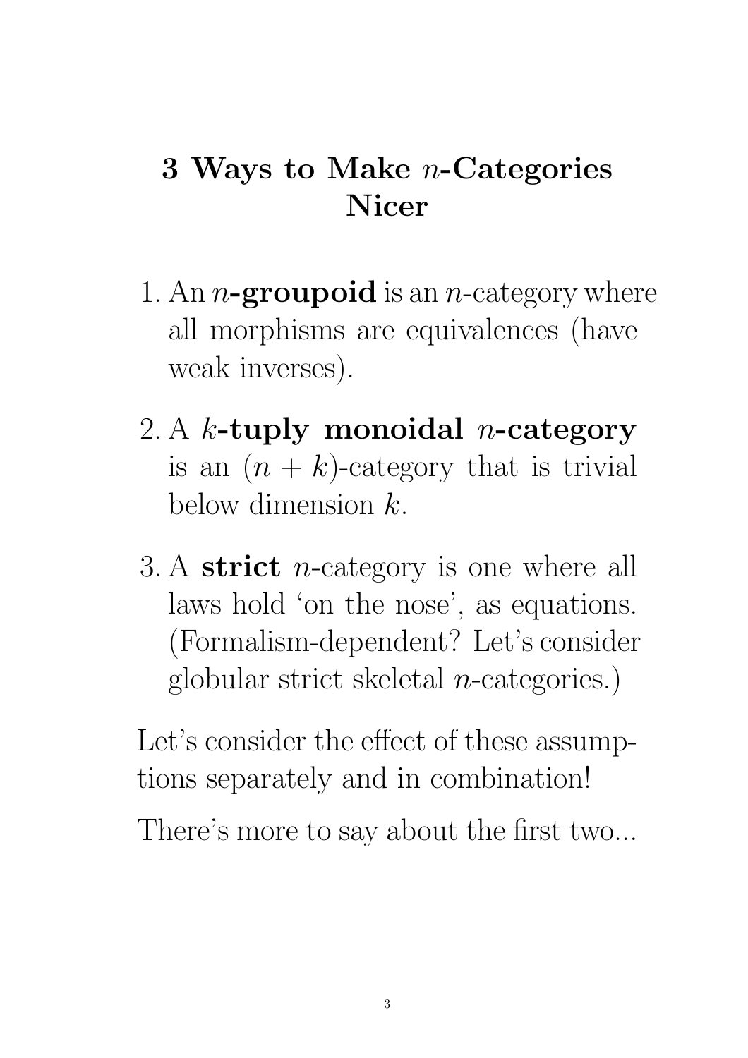# 3 Ways to Make $n$-Categories Nicer

1. An **$n$-groupoid** is an $n$-category where all morphisms are equivalences (have weak inverses).
2. A **$k$-tuply monoidal $n$-category** is an $(n + k)$-category that is trivial below dimension $k$.
3. A **strict** $n$-category is one where all laws hold 'on the nose', as equations. (Formalism-dependent? Let's consider globular strict skeletal $n$-categories.)

Let's consider the effect of these assumptions separately and in combination!

There's more to say about the first two...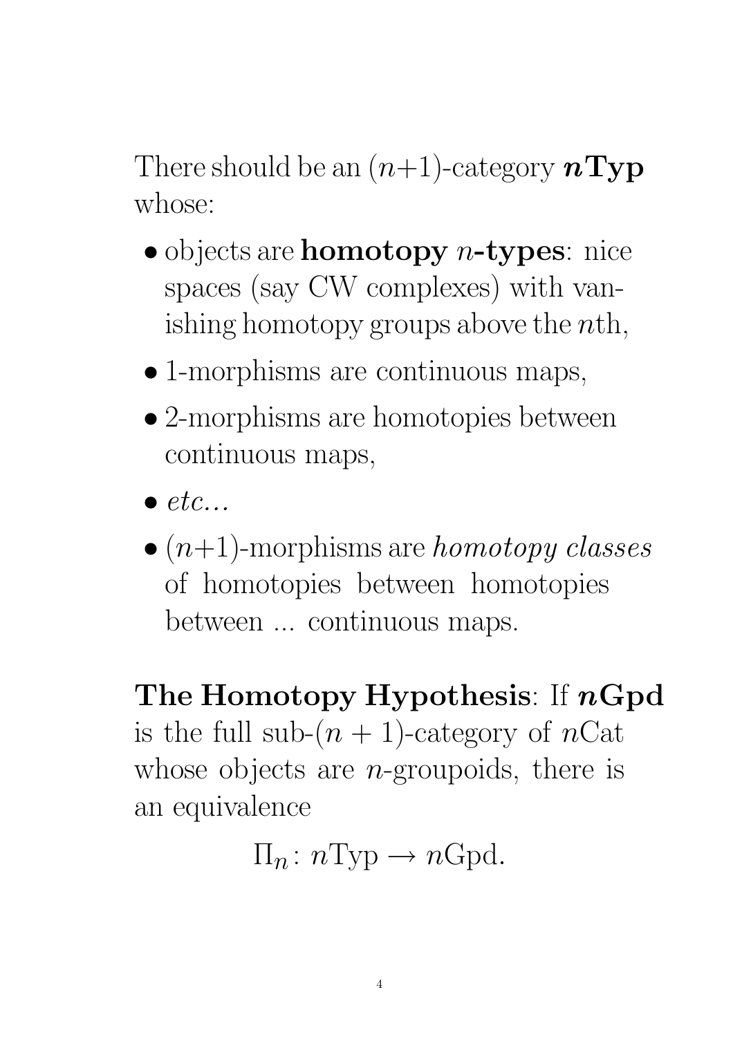There should be an $(n+1)$-category $\boldsymbol{n}\mathbf{Typ}$ whose:

- objects are **homotopy $n$-types**: nice spaces (say CW complexes) with vanishing homotopy groups above the $n$th,
- 1-morphisms are continuous maps,
- 2-morphisms are homotopies between continuous maps,
- *etc...*
- $(n+1)$-morphisms are *homotopy classes* of homotopies between homotopies between ... continuous maps.

**The Homotopy Hypothesis**: If $\boldsymbol{n}\mathbf{Gpd}$ is the full sub-$(n+1)$-category of $n\mathrm{Cat}$ whose objects are $n$-groupoids, there is an equivalence

$$\Pi_n \colon n\mathrm{Typ} \to n\mathrm{Gpd}.$$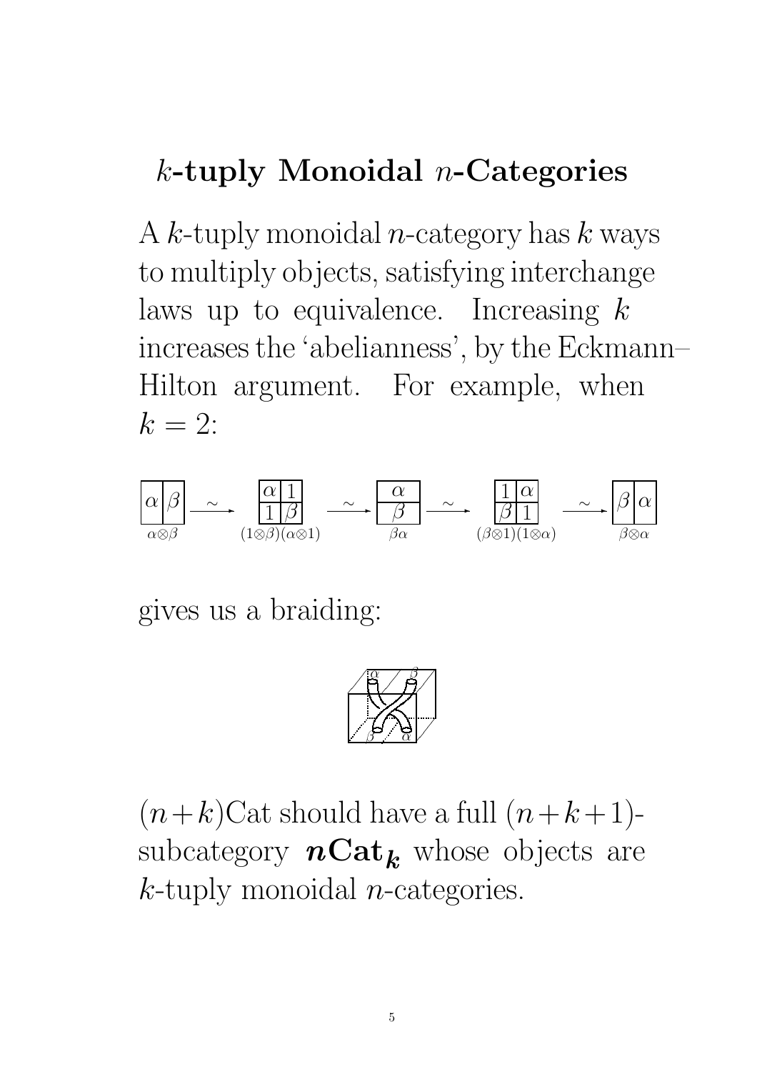## $k$-tuply Monoidal $n$-Categories

A $k$-tuply monoidal $n$-category has $k$ ways to multiply objects, satisfying interchange laws up to equivalence. Increasing $k$ increases the 'abelianness', by the Eckmann–Hilton argument. For example, when $k = 2$:

$$\alpha\otimes\beta \xrightarrow{\sim} (1\otimes\beta)(\alpha\otimes 1) \xrightarrow{\sim} \beta\alpha \xrightarrow{\sim} (\beta\otimes 1)(1\otimes\alpha) \xrightarrow{\sim} \beta\otimes\alpha$$

gives us a braiding:

$(n+k)$Cat should have a full $(n+k+1)$-subcategory $\boldsymbol{n}\mathbf{Cat}_{\boldsymbol{k}}$ whose objects are $k$-tuply monoidal $n$-categories.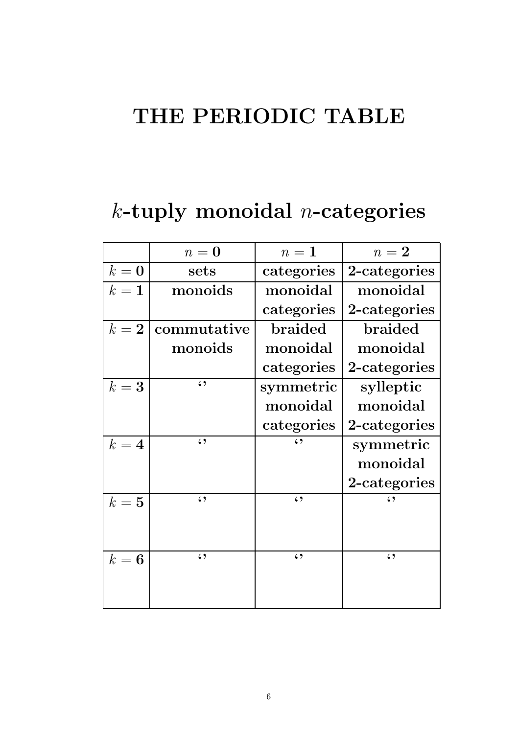# THE PERIODIC TABLE

## $k$-tuply monoidal $n$-categories

| | $n = \mathbf{0}$ | $n = \mathbf{1}$ | $n = \mathbf{2}$ |
|---|---|---|---|
| $k = \mathbf{0}$ | **sets** | **categories** | **2-categories** |
| $k = \mathbf{1}$ | **monoids** | **monoidal categories** | **monoidal 2-categories** |
| $k = \mathbf{2}$ | **commutative monoids** | **braided monoidal categories** | **braided monoidal 2-categories** |
| $k = \mathbf{3}$ | ‘’ | **symmetric monoidal categories** | **sylleptic monoidal 2-categories** |
| $k = \mathbf{4}$ | ‘’ | ‘’ | **symmetric monoidal 2-categories** |
| $k = \mathbf{5}$ | ‘’ | ‘’ | ‘’ |
| $k = \mathbf{6}$ | ‘’ | ‘’ | ‘’ |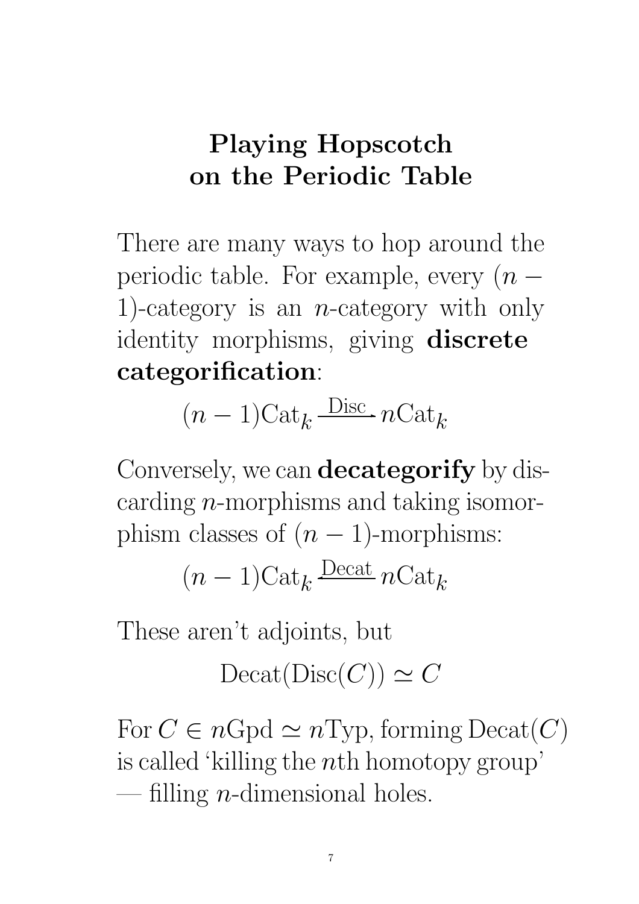# Playing Hopscotch on the Periodic Table

There are many ways to hop around the periodic table. For example, every $(n-1)$-category is an $n$-category with only identity morphisms, giving **discrete categorification**:

$$(n-1)\mathrm{Cat}_k \xrightarrow{\mathrm{Disc}} n\mathrm{Cat}_k$$

Conversely, we can **decategorify** by discarding $n$-morphisms and taking isomorphism classes of $(n-1)$-morphisms:

$$(n-1)\mathrm{Cat}_k \xleftarrow{\mathrm{Decat}} n\mathrm{Cat}_k$$

These aren't adjoints, but

$$\mathrm{Decat}(\mathrm{Disc}(C)) \simeq C$$

For $C \in n\mathrm{Gpd} \simeq n\mathrm{Typ}$, forming $\mathrm{Decat}(C)$ is called 'killing the $n$th homotopy group' — filling $n$-dimensional holes.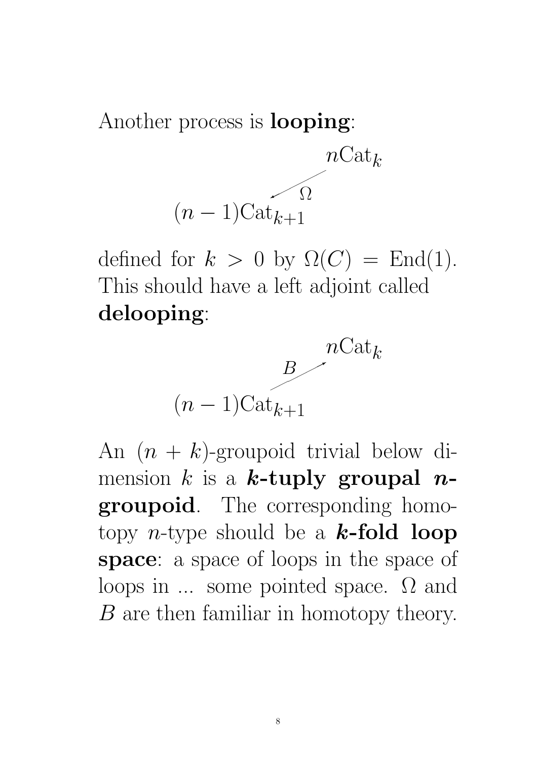Another process is **looping**:

$$(n-1)\mathrm{Cat}_{k+1} \xleftarrow{\;\Omega\;} n\mathrm{Cat}_k$$

defined for $k > 0$ by $\Omega(C) = \mathrm{End}(1)$. This should have a left adjoint called **delooping**:

$$(n-1)\mathrm{Cat}_{k+1} \xrightarrow{\;B\;} n\mathrm{Cat}_k$$

An $(n+k)$-groupoid trivial below dimension $k$ is a ***k*-tuply groupal *n*-groupoid**. The corresponding homotopy $n$-type should be a ***k*-fold loop space**: a space of loops in the space of loops in ... some pointed space. $\Omega$ and $B$ are then familiar in homotopy theory.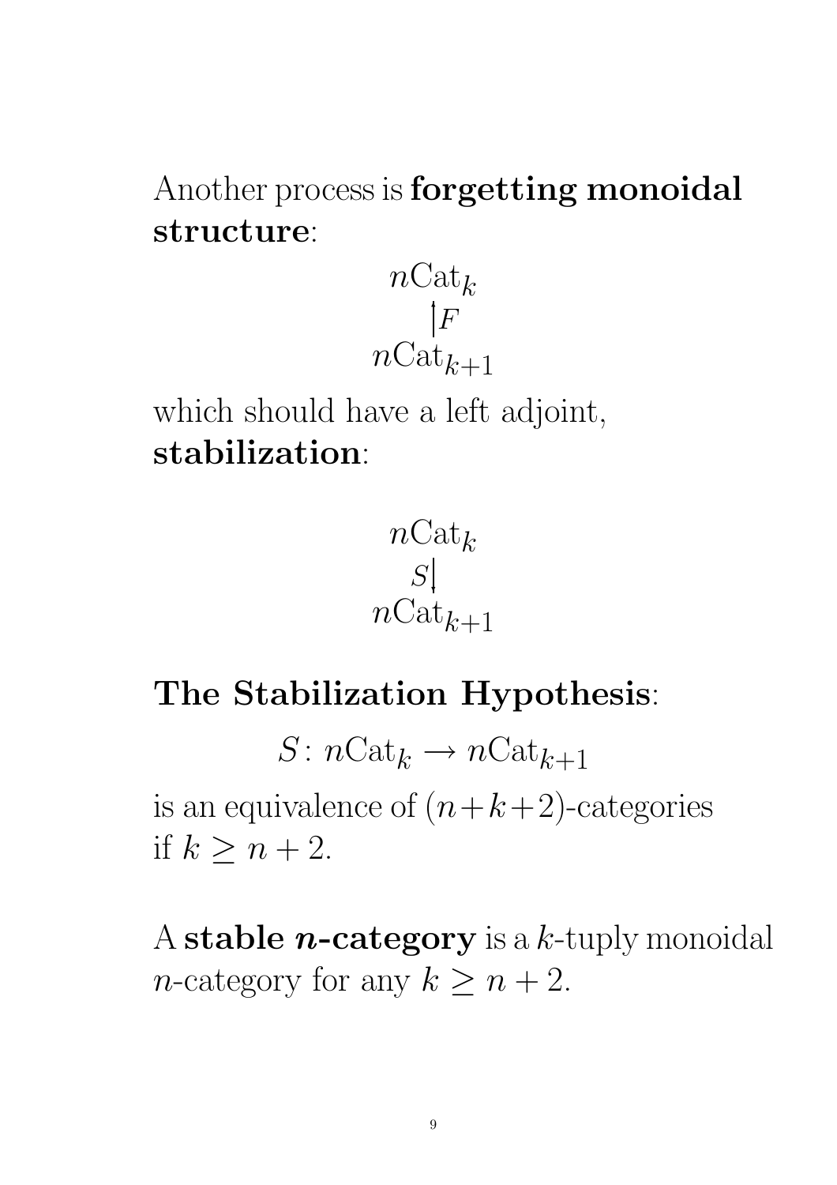Another process is **forgetting monoidal structure**:

$$\begin{array}{c} n\mathrm{Cat}_k \\ \uparrow F \\ n\mathrm{Cat}_{k+1} \end{array}$$

which should have a left adjoint, **stabilization**:

$$\begin{array}{c} n\mathrm{Cat}_k \\ S \downarrow \\ n\mathrm{Cat}_{k+1} \end{array}$$

**The Stabilization Hypothesis**:

$$S\colon n\mathrm{Cat}_k \to n\mathrm{Cat}_{k+1}$$

is an equivalence of $(n+k+2)$-categories if $k \geq n+2$.

A **stable *n*-category** is a $k$-tuply monoidal $n$-category for any $k \geq n+2$.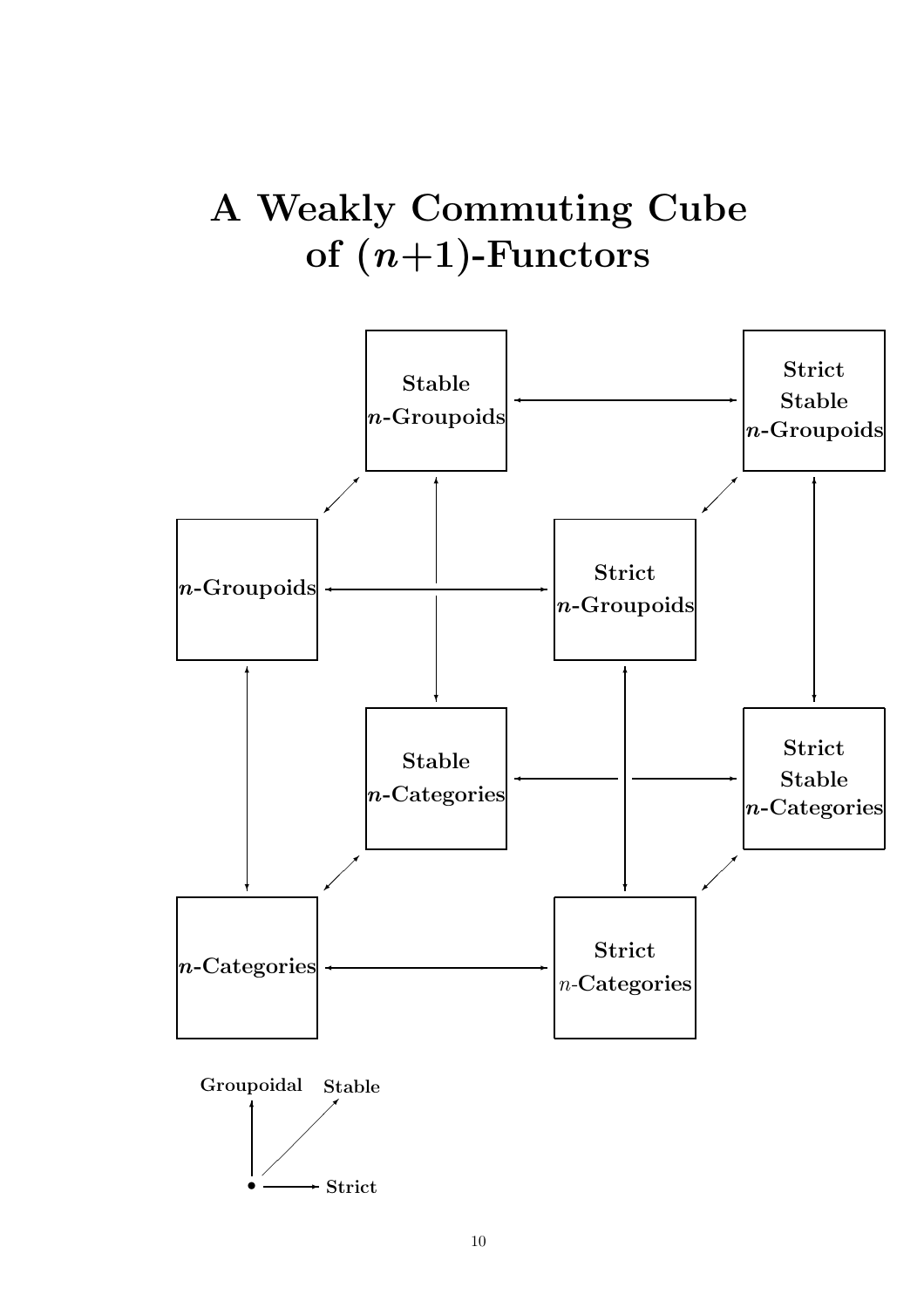# A Weakly Commuting Cube of $(n+1)$-Functors

**Stable $n$-Groupoids** ⟷ **Strict Stable $n$-Groupoids**

**$n$-Groupoids** ⟷ **Strict $n$-Groupoids**

**Stable $n$-Categories** ⟷ **Strict Stable $n$-Categories**

**$n$-Categories** ⟷ **Strict $n$-Categories**

**Groupoidal**

**Stable**

**Strict**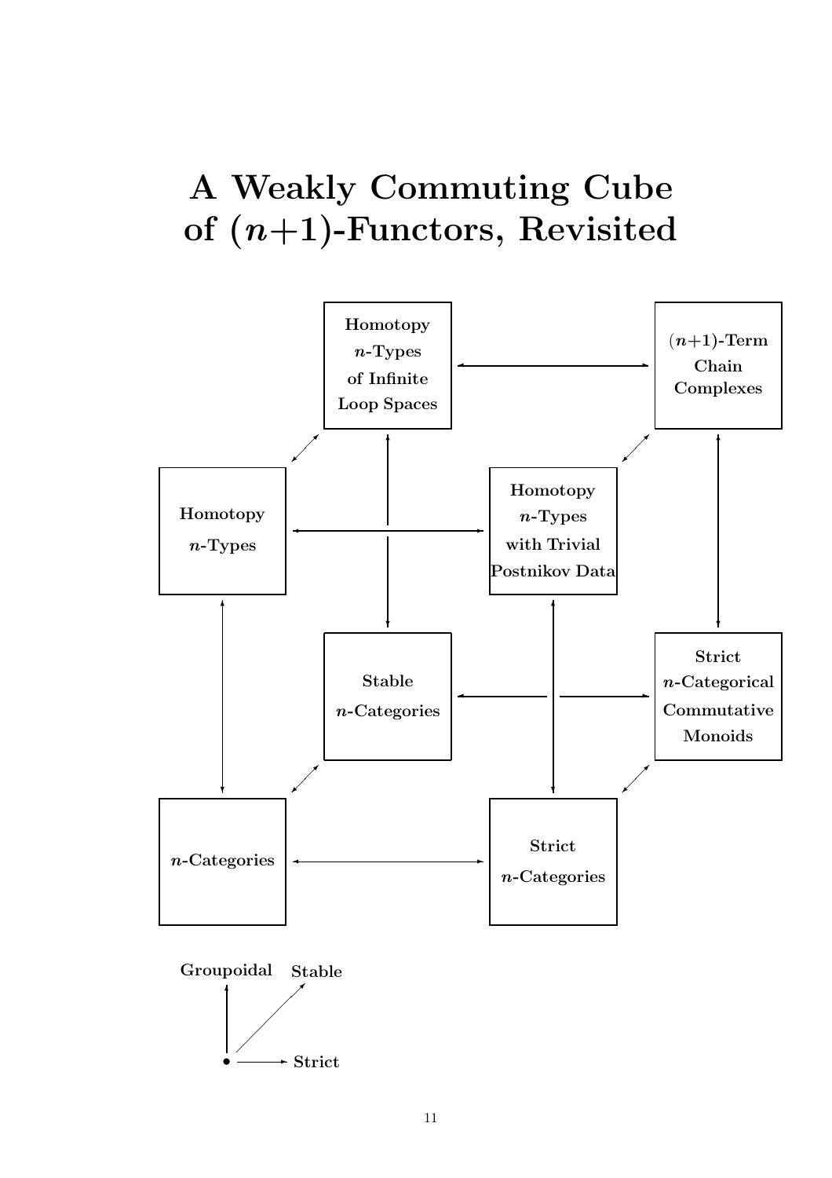# A Weakly Commuting Cube of $(n+1)$-Functors, Revisited

**Homotopy $n$-Types of Infinite Loop Spaces**

**$(n+1)$-Term Chain Complexes**

**Homotopy $n$-Types**

**Homotopy $n$-Types with Trivial Postnikov Data**

**Stable $n$-Categories**

**Strict $n$-Categorical Commutative Monoids**

**$n$-Categories**

**Strict $n$-Categories**

**Groupoidal**

**Stable**

**Strict**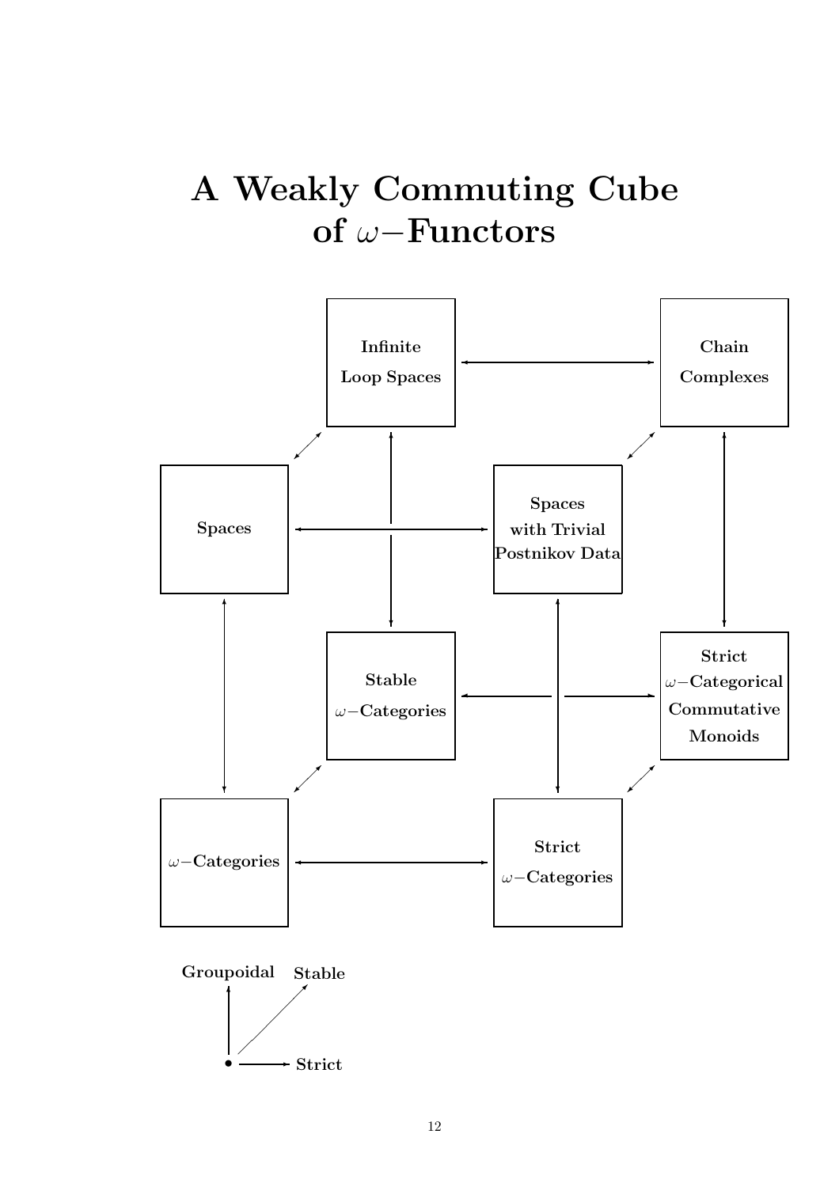# A Weakly Commuting Cube of $\omega-$Functors

**Infinite Loop Spaces**

**Chain Complexes**

**Spaces**

**Spaces with Trivial Postnikov Data**

**Stable $\omega-$Categories**

**Strict $\omega-$Categorical Commutative Monoids**

**$\omega-$Categories**

**Strict $\omega-$Categories**

**Groupoidal**

**Stable**

**Strict**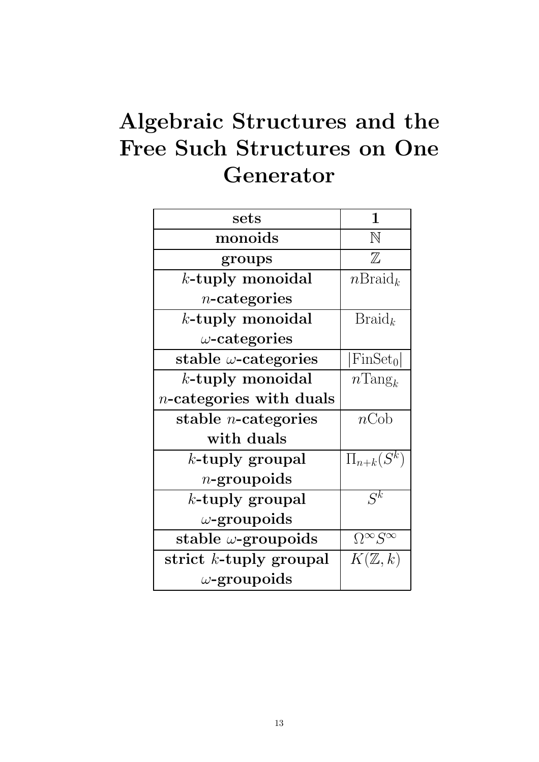# Algebraic Structures and the Free Such Structures on One Generator

| | |
|---|---|
| **sets** | $\mathbf{1}$ |
| **monoids** | $\mathbb{N}$ |
| **groups** | $\mathbb{Z}$ |
| **$k$-tuply monoidal $n$-categories** | $n\mathrm{Braid}_k$ |
| **$k$-tuply monoidal $\omega$-categories** | $\mathrm{Braid}_k$ |
| **stable $\omega$-categories** | $\lvert\mathrm{FinSet}_0\rvert$ |
| **$k$-tuply monoidal $n$-categories with duals** | $n\mathrm{Tang}_k$ |
| **stable $n$-categories with duals** | $n\mathrm{Cob}$ |
| **$k$-tuply groupal $n$-groupoids** | $\Pi_{n+k}(S^k)$ |
| **$k$-tuply groupal $\omega$-groupoids** | $S^k$ |
| **stable $\omega$-groupoids** | $\Omega^\infty S^\infty$ |
| **strict $k$-tuply groupal $\omega$-groupoids** | $K(\mathbb{Z}, k)$ |